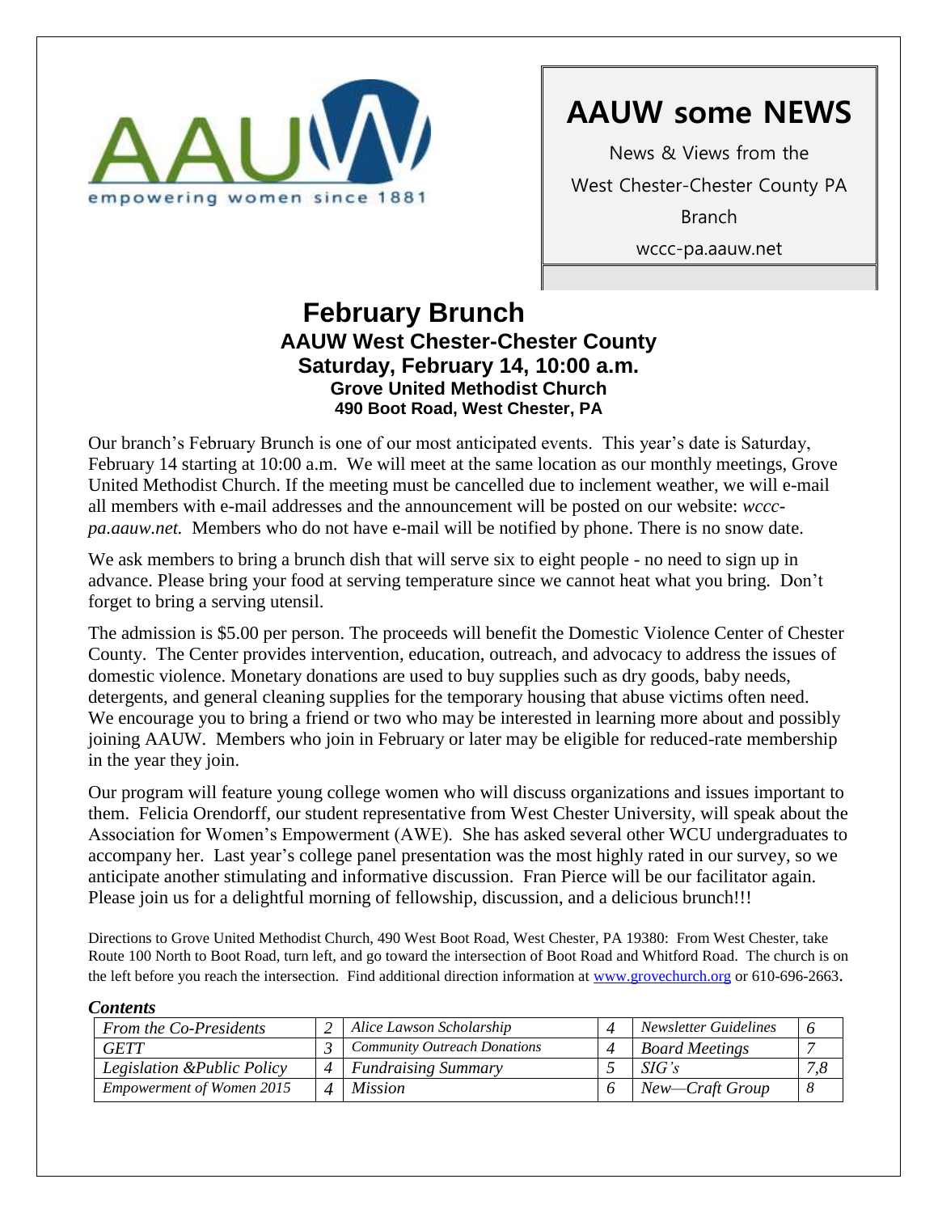AAUW

empowering women since 1881

# AAUW some NEWS

News & Views from the

West Chester-Chester County PA

Branch

wccc-pa.aauw.net

## February Brunch

### AAUW West Chester-Chester County

### Saturday, February 14, 10:00 a.m.

**Grove United Methodist Church**

**490 Boot Road, West Chester, PA**

Our branch's February Brunch is one of our most anticipated events. This year's date is Saturday, February 14 starting at 10:00 a.m. We will meet at the same location as our monthly meetings, Grove United Methodist Church. If the meeting must be cancelled due to inclement weather, we will e-mail all members with e-mail addresses and the announcement will be posted on our website: *wccc-pa.aauw.net.* Members who do not have e-mail will be notified by phone. There is no snow date.

We ask members to bring a brunch dish that will serve six to eight people - no need to sign up in advance. Please bring your food at serving temperature since we cannot heat what you bring. Don't forget to bring a serving utensil.

The admission is $5.00 per person. The proceeds will benefit the Domestic Violence Center of Chester County. The Center provides intervention, education, outreach, and advocacy to address the issues of domestic violence. Monetary donations are used to buy supplies such as dry goods, baby needs, detergents, and general cleaning supplies for the temporary housing that abuse victims often need. We encourage you to bring a friend or two who may be interested in learning more about and possibly joining AAUW. Members who join in February or later may be eligible for reduced-rate membership in the year they join.

Our program will feature young college women who will discuss organizations and issues important to them. Felicia Orendorff, our student representative from West Chester University, will speak about the Association for Women's Empowerment (AWE). She has asked several other WCU undergraduates to accompany her. Last year's college panel presentation was the most highly rated in our survey, so we anticipate another stimulating and informative discussion. Fran Pierce will be our facilitator again. Please join us for a delightful morning of fellowship, discussion, and a delicious brunch!!!

Directions to Grove United Methodist Church, 490 West Boot Road, West Chester, PA 19380: From West Chester, take Route 100 North to Boot Road, turn left, and go toward the intersection of Boot Road and Whitford Road. The church is on the left before you reach the intersection. Find additional direction information at www.grovechurch.org or 610-696-2663.

***Contents***

| | | | | | |
|---|---|---|---|---|---|
| *From the Co-Presidents* | *2* | *Alice Lawson Scholarship* | *4* | *Newsletter Guidelines* | *6* |
| *GETT* | *3* | *Community Outreach Donations* | *4* | *Board Meetings* | *7* |
| *Legislation &Public Policy* | *4* | *Fundraising Summary* | *5* | *SIG's* | *7,8* |
| *Empowerment of Women 2015* | *4* | *Mission* | *6* | *New—Craft Group* | *8* |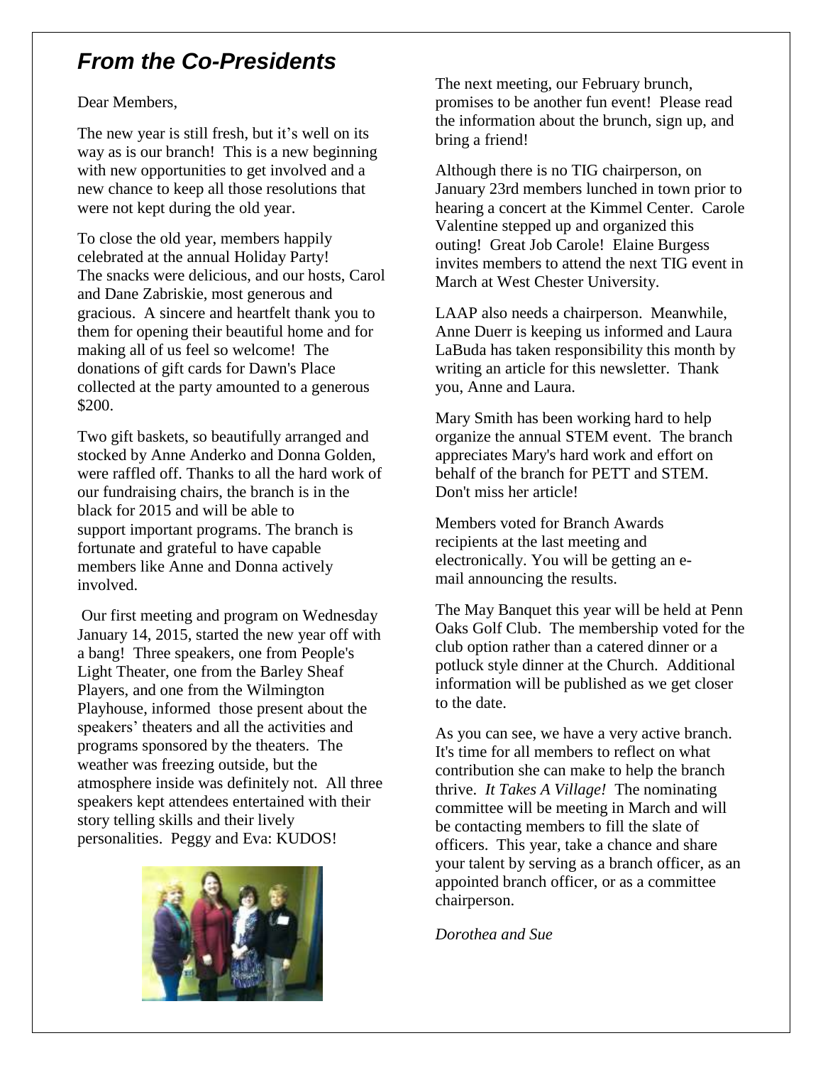## *From the Co-Presidents*

Dear Members,

The new year is still fresh, but it's well on its way as is our branch! This is a new beginning with new opportunities to get involved and a new chance to keep all those resolutions that were not kept during the old year.

To close the old year, members happily celebrated at the annual Holiday Party! The snacks were delicious, and our hosts, Carol and Dane Zabriskie, most generous and gracious. A sincere and heartfelt thank you to them for opening their beautiful home and for making all of us feel so welcome! The donations of gift cards for Dawn's Place collected at the party amounted to a generous $200.

Two gift baskets, so beautifully arranged and stocked by Anne Anderko and Donna Golden, were raffled off. Thanks to all the hard work of our fundraising chairs, the branch is in the black for 2015 and will be able to support important programs. The branch is fortunate and grateful to have capable members like Anne and Donna actively involved.

Our first meeting and program on Wednesday January 14, 2015, started the new year off with a bang! Three speakers, one from People's Light Theater, one from the Barley Sheaf Players, and one from the Wilmington Playhouse, informed those present about the speakers' theaters and all the activities and programs sponsored by the theaters. The weather was freezing outside, but the atmosphere inside was definitely not. All three speakers kept attendees entertained with their story telling skills and their lively personalities. Peggy and Eva: KUDOS!

The next meeting, our February brunch, promises to be another fun event! Please read the information about the brunch, sign up, and bring a friend!

Although there is no TIG chairperson, on January 23rd members lunched in town prior to hearing a concert at the Kimmel Center. Carole Valentine stepped up and organized this outing! Great Job Carole! Elaine Burgess invites members to attend the next TIG event in March at West Chester University.

LAAP also needs a chairperson. Meanwhile, Anne Duerr is keeping us informed and Laura LaBuda has taken responsibility this month by writing an article for this newsletter. Thank you, Anne and Laura.

Mary Smith has been working hard to help organize the annual STEM event. The branch appreciates Mary's hard work and effort on behalf of the branch for PETT and STEM. Don't miss her article!

Members voted for Branch Awards recipients at the last meeting and electronically. You will be getting an e-mail announcing the results.

The May Banquet this year will be held at Penn Oaks Golf Club. The membership voted for the club option rather than a catered dinner or a potluck style dinner at the Church. Additional information will be published as we get closer to the date.

As you can see, we have a very active branch. It's time for all members to reflect on what contribution she can make to help the branch thrive. *It Takes A Village!* The nominating committee will be meeting in March and will be contacting members to fill the slate of officers. This year, take a chance and share your talent by serving as a branch officer, as an appointed branch officer, or as a committee chairperson.

*Dorothea and Sue*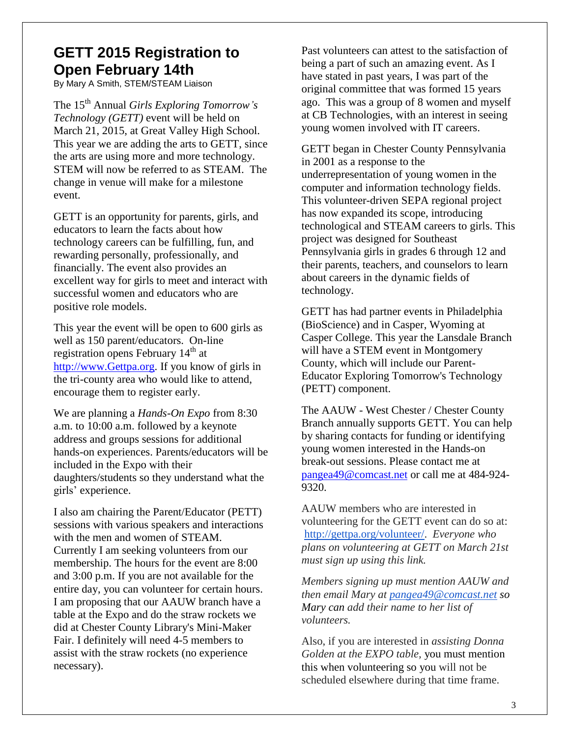# GETT 2015 Registration to Open February 14th

By Mary A Smith, STEM/STEAM Liaison

The 15th Annual *Girls Exploring Tomorrow's Technology (GETT)* event will be held on March 21, 2015, at Great Valley High School. This year we are adding the arts to GETT, since the arts are using more and more technology. STEM will now be referred to as STEAM. The change in venue will make for a milestone event.

GETT is an opportunity for parents, girls, and educators to learn the facts about how technology careers can be fulfilling, fun, and rewarding personally, professionally, and financially. The event also provides an excellent way for girls to meet and interact with successful women and educators who are positive role models.

This year the event will be open to 600 girls as well as 150 parent/educators. On-line registration opens February 14th at http://www.Gettpa.org. If you know of girls in the tri-county area who would like to attend, encourage them to register early.

We are planning a *Hands-On Expo* from 8:30 a.m. to 10:00 a.m. followed by a keynote address and groups sessions for additional hands-on experiences. Parents/educators will be included in the Expo with their daughters/students so they understand what the girls' experience.

I also am chairing the Parent/Educator (PETT) sessions with various speakers and interactions with the men and women of STEAM. Currently I am seeking volunteers from our membership. The hours for the event are 8:00 and 3:00 p.m. If you are not available for the entire day, you can volunteer for certain hours. I am proposing that our AAUW branch have a table at the Expo and do the straw rockets we did at Chester County Library's Mini-Maker Fair. I definitely will need 4-5 members to assist with the straw rockets (no experience necessary).

Past volunteers can attest to the satisfaction of being a part of such an amazing event. As I have stated in past years, I was part of the original committee that was formed 15 years ago. This was a group of 8 women and myself at CB Technologies, with an interest in seeing young women involved with IT careers.

GETT began in Chester County Pennsylvania in 2001 as a response to the underrepresentation of young women in the computer and information technology fields. This volunteer-driven SEPA regional project has now expanded its scope, introducing technological and STEAM careers to girls. This project was designed for Southeast Pennsylvania girls in grades 6 through 12 and their parents, teachers, and counselors to learn about careers in the dynamic fields of technology.

GETT has had partner events in Philadelphia (BioScience) and in Casper, Wyoming at Casper College. This year the Lansdale Branch will have a STEM event in Montgomery County, which will include our Parent-Educator Exploring Tomorrow's Technology (PETT) component.

The AAUW - West Chester / Chester County Branch annually supports GETT. You can help by sharing contacts for funding or identifying young women interested in the Hands-on break-out sessions. Please contact me at pangea49@comcast.net or call me at 484-924-9320.

AAUW members who are interested in volunteering for the GETT event can do so at: http://gettpa.org/volunteer/. *Everyone who plans on volunteering at GETT on March 21st must sign up using this link.*

*Members signing up must mention AAUW and then email Mary at pangea49@comcast.net so Mary can add their name to her list of volunteers.*

Also, if you are interested in *assisting Donna Golden at the EXPO table,* you must mention this when volunteering so you will not be scheduled elsewhere during that time frame.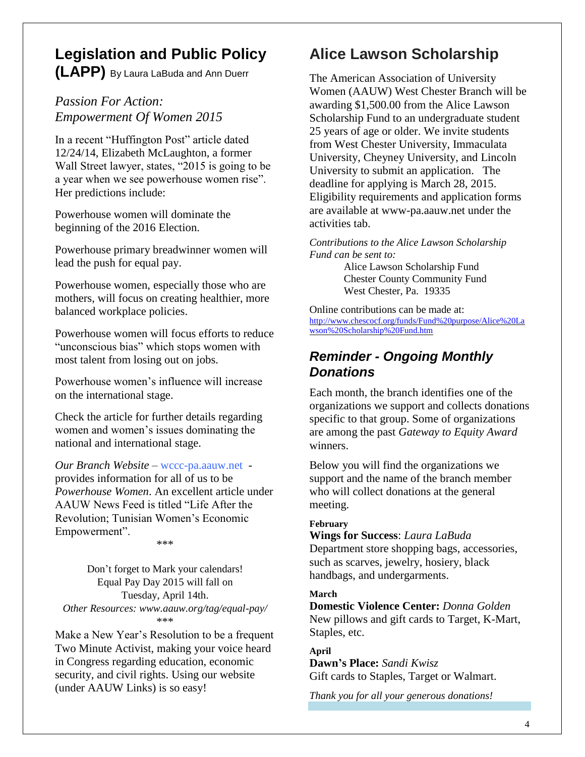## Legislation and Public Policy (LAPP) By Laura LaBuda and Ann Duerr

*Passion For Action: Empowerment Of Women 2015*

In a recent "Huffington Post" article dated 12/24/14, Elizabeth McLaughton, a former Wall Street lawyer, states, "2015 is going to be a year when we see powerhouse women rise". Her predictions include:

Powerhouse women will dominate the beginning of the 2016 Election.

Powerhouse primary breadwinner women will lead the push for equal pay.

Powerhouse women, especially those who are mothers, will focus on creating healthier, more balanced workplace policies.

Powerhouse women will focus efforts to reduce "unconscious bias" which stops women with most talent from losing out on jobs.

Powerhouse women's influence will increase on the international stage.

Check the article for further details regarding women and women's issues dominating the national and international stage.

*Our Branch Website* – wccc-pa.aauw.net - provides information for all of us to be *Powerhouse Women*. An excellent article under AAUW News Feed is titled "Life After the Revolution; Tunisian Women's Economic Empowerment".

\*\*\*

Don't forget to Mark your calendars!
Equal Pay Day 2015 will fall on
Tuesday, April 14th.
*Other Resources: www.aauw.org/tag/equal-pay/*

\*\*\*

Make a New Year's Resolution to be a frequent Two Minute Activist, making your voice heard in Congress regarding education, economic security, and civil rights. Using our website (under AAUW Links) is so easy!

## Alice Lawson Scholarship

The American Association of University Women (AAUW) West Chester Branch will be awarding $1,500.00 from the Alice Lawson Scholarship Fund to an undergraduate student 25 years of age or older. We invite students from West Chester University, Immaculata University, Cheyney University, and Lincoln University to submit an application. The deadline for applying is March 28, 2015. Eligibility requirements and application forms are available at www-pa.aauw.net under the activities tab.

*Contributions to the Alice Lawson Scholarship Fund can be sent to:*

Alice Lawson Scholarship Fund
Chester County Community Fund
West Chester, Pa. 19335

Online contributions can be made at:
http://www.chescocf.org/funds/Fund%20purpose/Alice%20Lawson%20Scholarship%20Fund.htm

## *Reminder - Ongoing Monthly Donations*

Each month, the branch identifies one of the organizations we support and collects donations specific to that group. Some of organizations are among the past *Gateway to Equity Award* winners.

Below you will find the organizations we support and the name of the branch member who will collect donations at the general meeting.

**February**
**Wings for Success**: *Laura LaBuda*
Department store shopping bags, accessories, such as scarves, jewelry, hosiery, black handbags, and undergarments.

**March**
**Domestic Violence Center:** *Donna Golden*
New pillows and gift cards to Target, K-Mart, Staples, etc.

**April**
**Dawn's Place:** *Sandi Kwisz*
Gift cards to Staples, Target or Walmart.

*Thank you for all your generous donations!*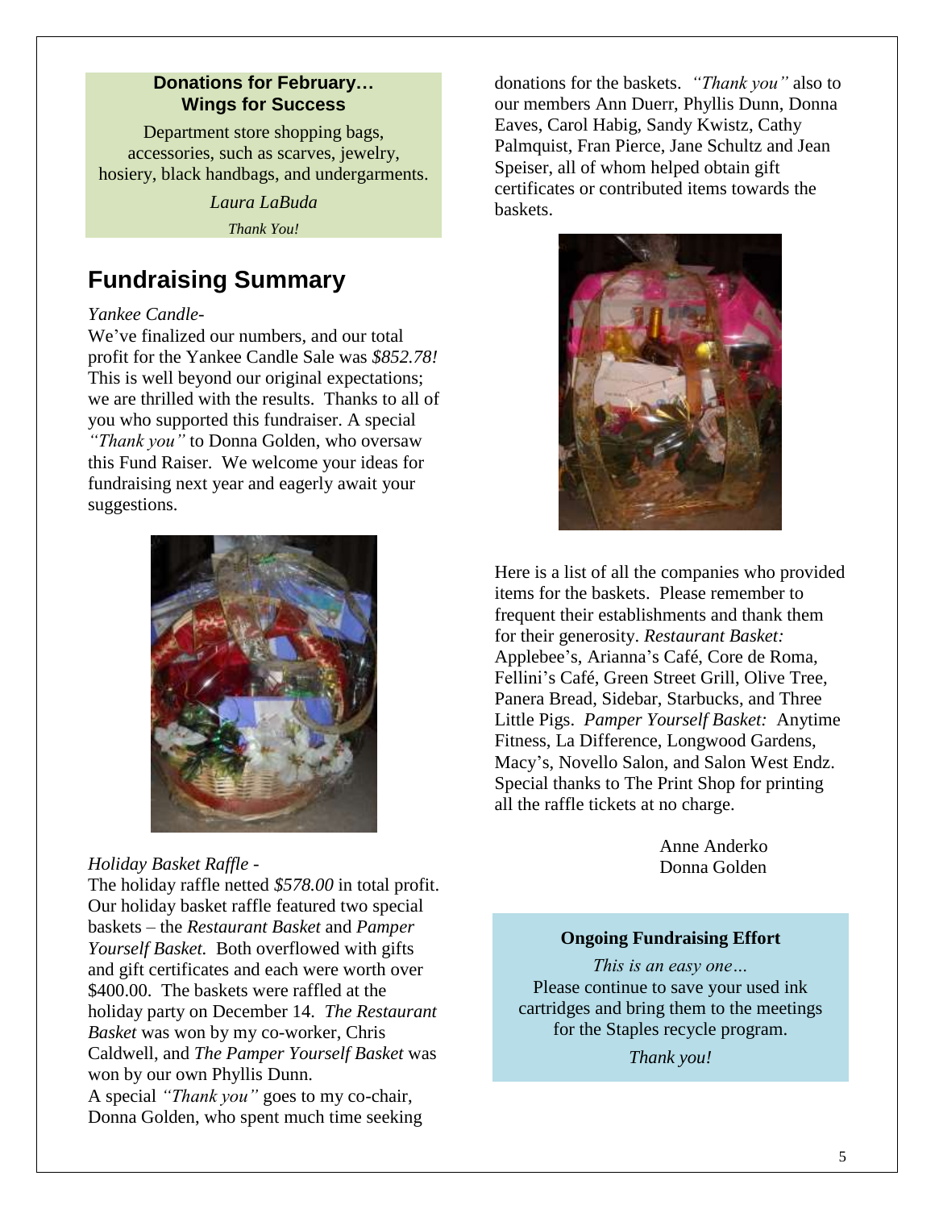**Donations for February…**
**Wings for Success**

Department store shopping bags, accessories, such as scarves, jewelry, hosiery, black handbags, and undergarments.

*Laura LaBuda*

*Thank You!*

## Fundraising Summary

*Yankee Candle-*

We've finalized our numbers, and our total profit for the Yankee Candle Sale was *$852.78!* This is well beyond our original expectations; we are thrilled with the results. Thanks to all of you who supported this fundraiser. A special *"Thank you"* to Donna Golden, who oversaw this Fund Raiser. We welcome your ideas for fundraising next year and eagerly await your suggestions.

*Holiday Basket Raffle -*

The holiday raffle netted *$578.00* in total profit. Our holiday basket raffle featured two special baskets – the *Restaurant Basket* and *Pamper Yourself Basket.* Both overflowed with gifts and gift certificates and each were worth over $400.00. The baskets were raffled at the holiday party on December 14. *The Restaurant Basket* was won by my co-worker, Chris Caldwell, and *The Pamper Yourself Basket* was won by our own Phyllis Dunn.

A special *"Thank you"* goes to my co-chair, Donna Golden, who spent much time seeking donations for the baskets. *"Thank you"* also to our members Ann Duerr, Phyllis Dunn, Donna Eaves, Carol Habig, Sandy Kwistz, Cathy Palmquist, Fran Pierce, Jane Schultz and Jean Speiser, all of whom helped obtain gift certificates or contributed items towards the baskets.

Here is a list of all the companies who provided items for the baskets. Please remember to frequent their establishments and thank them for their generosity. *Restaurant Basket:* Applebee's, Arianna's Café, Core de Roma, Fellini's Café, Green Street Grill, Olive Tree, Panera Bread, Sidebar, Starbucks, and Three Little Pigs. *Pamper Yourself Basket:* Anytime Fitness, La Difference, Longwood Gardens, Macy's, Novello Salon, and Salon West Endz. Special thanks to The Print Shop for printing all the raffle tickets at no charge.

Anne Anderko
Donna Golden

**Ongoing Fundraising Effort**

*This is an easy one…*

Please continue to save your used ink cartridges and bring them to the meetings for the Staples recycle program.

*Thank you!*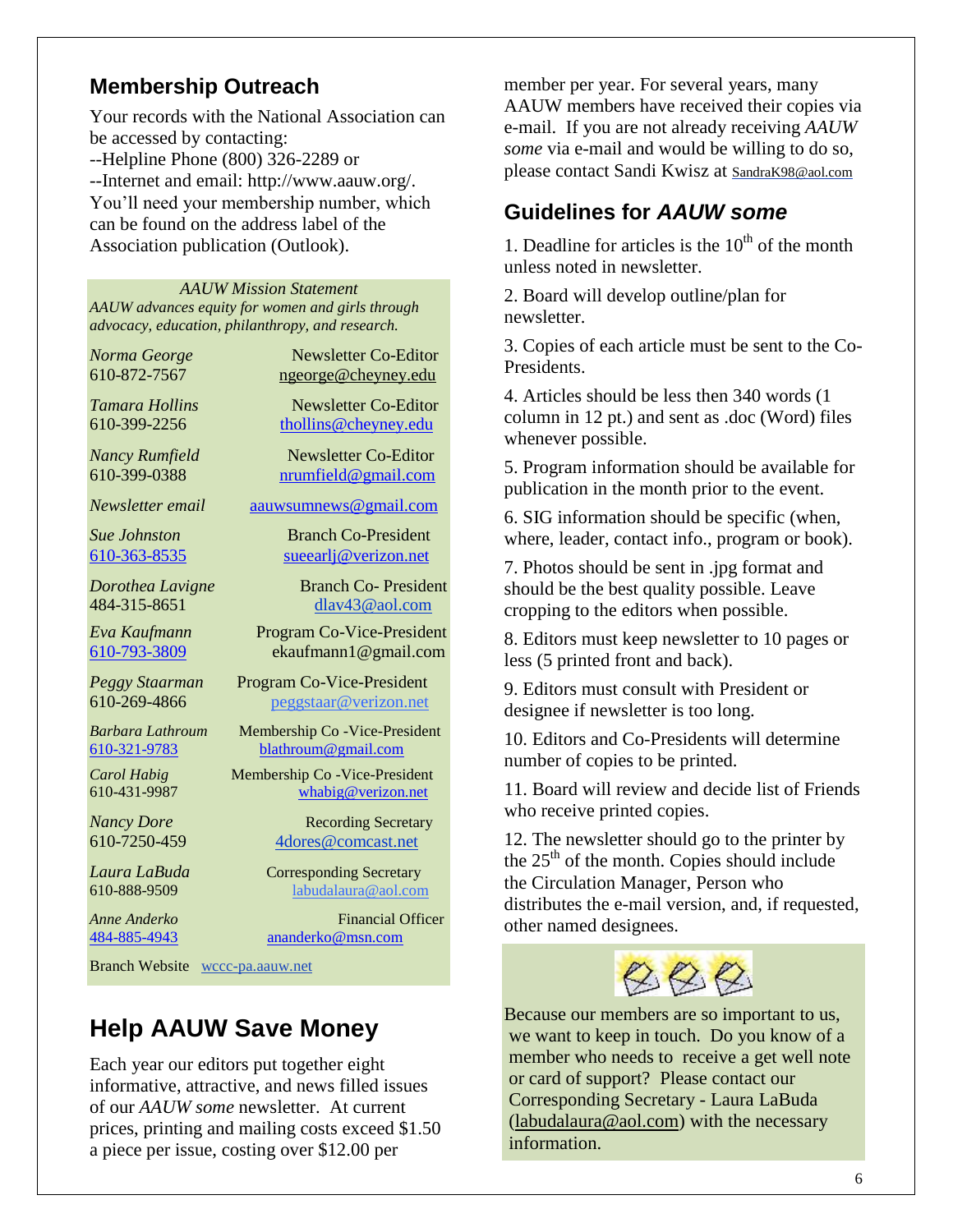## Membership Outreach

Your records with the National Association can be accessed by contacting:
--Helpline Phone (800) 326-2289 or
--Internet and email: http://www.aauw.org/.
You'll need your membership number, which can be found on the address label of the Association publication (Outlook).

*AAUW Mission Statement*
*AAUW advances equity for women and girls through advocacy, education, philanthropy, and research.*

| | |
|---|---|
| *Norma George* 610-872-7567 | Newsletter Co-Editor ngeorge@cheyney.edu |
| *Tamara Hollins* 610-399-2256 | Newsletter Co-Editor thollins@cheyney.edu |
| *Nancy Rumfield* 610-399-0388 | Newsletter Co-Editor nrumfield@gmail.com |
| *Newsletter email* | aauwsumnews@gmail.com |
| *Sue Johnston* 610-363-8535 | Branch Co-President sueearlj@verizon.net |
| *Dorothea Lavigne* 484-315-8651 | Branch Co- President dlav43@aol.com |
| *Eva Kaufmann* 610-793-3809 | Program Co-Vice-President ekaufmann1@gmail.com |
| *Peggy Staarman* 610-269-4866 | Program Co-Vice-President peggstaar@verizon.net |
| *Barbara Lathroum* 610-321-9783 | Membership Co -Vice-President blathroum@gmail.com |
| *Carol Habig* 610-431-9987 | Membership Co -Vice-President whabig@verizon.net |
| *Nancy Dore* 610-7250-459 | Recording Secretary 4dores@comcast.net |
| *Laura LaBuda* 610-888-9509 | Corresponding Secretary labudalaura@aol.com |
| *Anne Anderko* 484-885-4943 | Financial Officer ananderko@msn.com |

Branch Website wccc-pa.aauw.net

## Help AAUW Save Money

Each year our editors put together eight informative, attractive, and news filled issues of our *AAUW some* newsletter. At current prices, printing and mailing costs exceed $1.50 a piece per issue, costing over $12.00 per member per year. For several years, many AAUW members have received their copies via e-mail. If you are not already receiving *AAUW some* via e-mail and would be willing to do so, please contact Sandi Kwisz at SandraK98@aol.com

## Guidelines for *AAUW some*

1. Deadline for articles is the 10th of the month unless noted in newsletter.

2. Board will develop outline/plan for newsletter.

3. Copies of each article must be sent to the Co-Presidents.

4. Articles should be less then 340 words (1 column in 12 pt.) and sent as .doc (Word) files whenever possible.

5. Program information should be available for publication in the month prior to the event.

6. SIG information should be specific (when, where, leader, contact info., program or book).

7. Photos should be sent in .jpg format and should be the best quality possible. Leave cropping to the editors when possible.

8. Editors must keep newsletter to 10 pages or less (5 printed front and back).

9. Editors must consult with President or designee if newsletter is too long.

10. Editors and Co-Presidents will determine number of copies to be printed.

11. Board will review and decide list of Friends who receive printed copies.

12. The newsletter should go to the printer by the 25th of the month. Copies should include the Circulation Manager, Person who distributes the e-mail version, and, if requested, other named designees.

Because our members are so important to us, we want to keep in touch. Do you know of a member who needs to receive a get well note or card of support? Please contact our Corresponding Secretary - Laura LaBuda (labudalaura@aol.com) with the necessary information.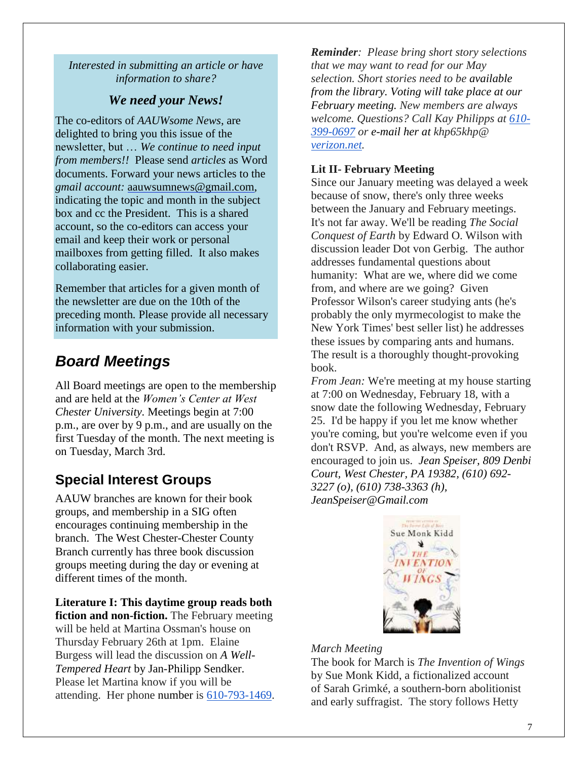*Interested in submitting an article or have information to share?*

### *We need your News!*

The co-editors of *AAUWsome News*, are delighted to bring you this issue of the newsletter, but … *We continue to need input from members!!* Please send *articles* as Word documents. Forward your news articles to the *gmail account:* aauwsumnews@gmail.com, indicating the topic and month in the subject box and cc the President. This is a shared account, so the co-editors can access your email and keep their work or personal mailboxes from getting filled. It also makes collaborating easier.

Remember that articles for a given month of the newsletter are due on the 10th of the preceding month. Please provide all necessary information with your submission.

## *Board Meetings*

All Board meetings are open to the membership and are held at the *Women's Center at West Chester University.* Meetings begin at 7:00 p.m., are over by 9 p.m., and are usually on the first Tuesday of the month. The next meeting is on Tuesday, March 3rd.

## Special Interest Groups

AAUW branches are known for their book groups, and membership in a SIG often encourages continuing membership in the branch. The West Chester-Chester County Branch currently has three book discussion groups meeting during the day or evening at different times of the month.

**Literature I: This daytime group reads both fiction and non-fiction.** The February meeting will be held at Martina Ossman's house on Thursday February 26th at 1pm. Elaine Burgess will lead the discussion on *A Well-Tempered Heart* by Jan-Philipp Sendker. Please let Martina know if you will be attending. Her phone number is 610-793-1469.

***Reminder**: Please bring short story selections that we may want to read for our May selection. Short stories need to be available from the library. Voting will take place at our February meeting. New members are always welcome. Questions? Call Kay Philipps at 610-399-0697 or e-mail her at khp65khp@ verizon.net.*

**Lit II- February Meeting**

Since our January meeting was delayed a week because of snow, there's only three weeks between the January and February meetings. It's not far away. We'll be reading *The Social Conquest of Earth* by Edward O. Wilson with discussion leader Dot von Gerbig. The author addresses fundamental questions about humanity: What are we, where did we come from, and where are we going? Given Professor Wilson's career studying ants (he's probably the only myrmecologist to make the New York Times' best seller list) he addresses these issues by comparing ants and humans. The result is a thoroughly thought-provoking book.

*From Jean:* We're meeting at my house starting at 7:00 on Wednesday, February 18, with a snow date the following Wednesday, February 25. I'd be happy if you let me know whether you're coming, but you're welcome even if you don't RSVP. And, as always, new members are encouraged to join us. *Jean Speiser, 809 Denbi Court, West Chester, PA 19382, (610) 692-3227 (o), (610) 738-3363 (h), JeanSpeiser@Gmail.com*

*March Meeting*

The book for March is *The Invention of Wings* by Sue Monk Kidd, a fictionalized account of Sarah Grimké, a southern-born abolitionist and early suffragist. The story follows Hetty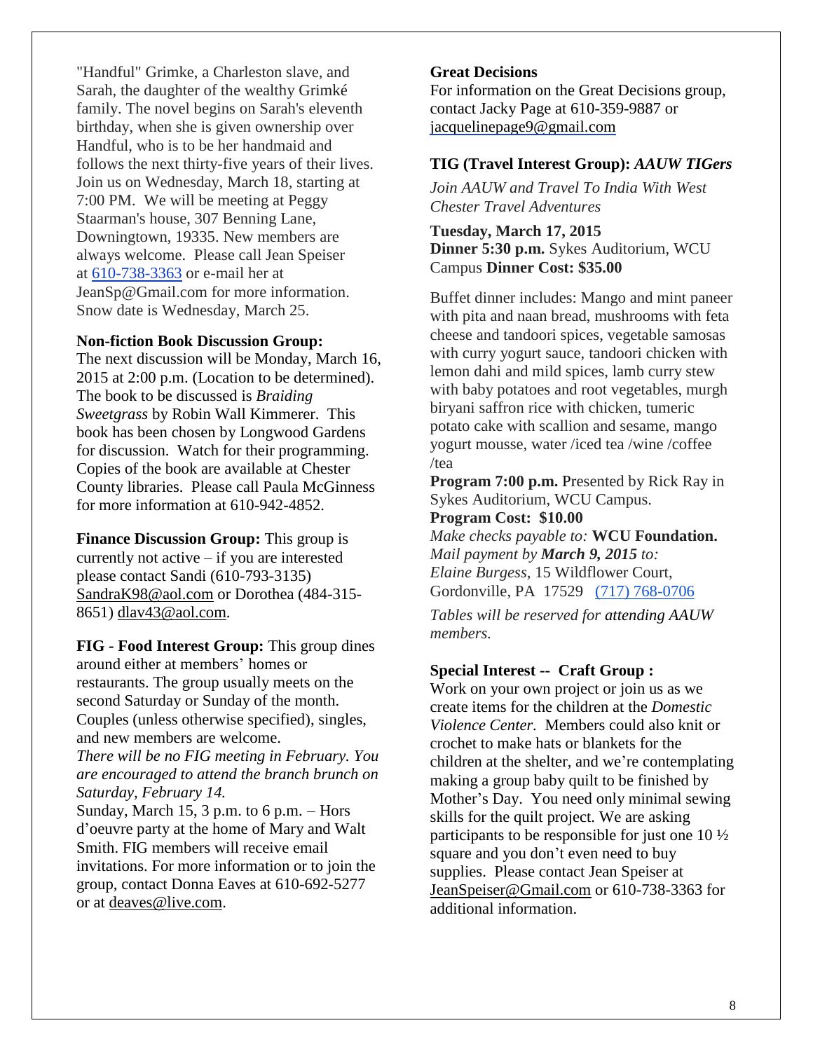"Handful" Grimke, a Charleston slave, and Sarah, the daughter of the wealthy Grimké family. The novel begins on Sarah's eleventh birthday, when she is given ownership over Handful, who is to be her handmaid and follows the next thirty-five years of their lives. Join us on Wednesday, March 18, starting at 7:00 PM. We will be meeting at Peggy Staarman's house, 307 Benning Lane, Downingtown, 19335. New members are always welcome. Please call Jean Speiser at 610-738-3363 or e-mail her at JeanSp@Gmail.com for more information. Snow date is Wednesday, March 25.

**Non-fiction Book Discussion Group:**
The next discussion will be Monday, March 16, 2015 at 2:00 p.m. (Location to be determined). The book to be discussed is *Braiding Sweetgrass* by Robin Wall Kimmerer. This book has been chosen by Longwood Gardens for discussion. Watch for their programming. Copies of the book are available at Chester County libraries. Please call Paula McGinness for more information at 610-942-4852.

**Finance Discussion Group:** This group is currently not active – if you are interested please contact Sandi (610-793-3135) SandraK98@aol.com or Dorothea (484-315-8651) dlav43@aol.com.

**FIG - Food Interest Group:** This group dines around either at members' homes or restaurants. The group usually meets on the second Saturday or Sunday of the month. Couples (unless otherwise specified), singles, and new members are welcome.
*There will be no FIG meeting in February. You are encouraged to attend the branch brunch on Saturday, February 14.*
Sunday, March 15, 3 p.m. to 6 p.m. – Hors d'oeuvre party at the home of Mary and Walt Smith. FIG members will receive email invitations. For more information or to join the group, contact Donna Eaves at 610-692-5277 or at deaves@live.com.

**Great Decisions**
For information on the Great Decisions group, contact Jacky Page at 610-359-9887 or jacquelinepage9@gmail.com

**TIG (Travel Interest Group):** ***AAUW TIGers***

*Join AAUW and Travel To India With West Chester Travel Adventures*

**Tuesday, March 17, 2015**
**Dinner 5:30 p.m.** Sykes Auditorium, WCU Campus **Dinner Cost: $35.00**

Buffet dinner includes: Mango and mint paneer with pita and naan bread, mushrooms with feta cheese and tandoori spices, vegetable samosas with curry yogurt sauce, tandoori chicken with lemon dahi and mild spices, lamb curry stew with baby potatoes and root vegetables, murgh biryani saffron rice with chicken, tumeric potato cake with scallion and sesame, mango yogurt mousse, water /iced tea /wine /coffee /tea

**Program 7:00 p.m.** Presented by Rick Ray in Sykes Auditorium, WCU Campus.
**Program Cost: $10.00**
*Make checks payable to:* **WCU Foundation.**
*Mail payment by* ***March 9, 2015*** *to:*
*Elaine Burgess,* 15 Wildflower Court, Gordonville, PA 17529 (717) 768-0706

*Tables will be reserved for attending AAUW members.*

**Special Interest -- Craft Group :**
Work on your own project or join us as we create items for the children at the *Domestic Violence Center.* Members could also knit or crochet to make hats or blankets for the children at the shelter, and we're contemplating making a group baby quilt to be finished by Mother's Day. You need only minimal sewing skills for the quilt project. We are asking participants to be responsible for just one 10 ½ square and you don't even need to buy supplies. Please contact Jean Speiser at JeanSpeiser@Gmail.com or 610-738-3363 for additional information.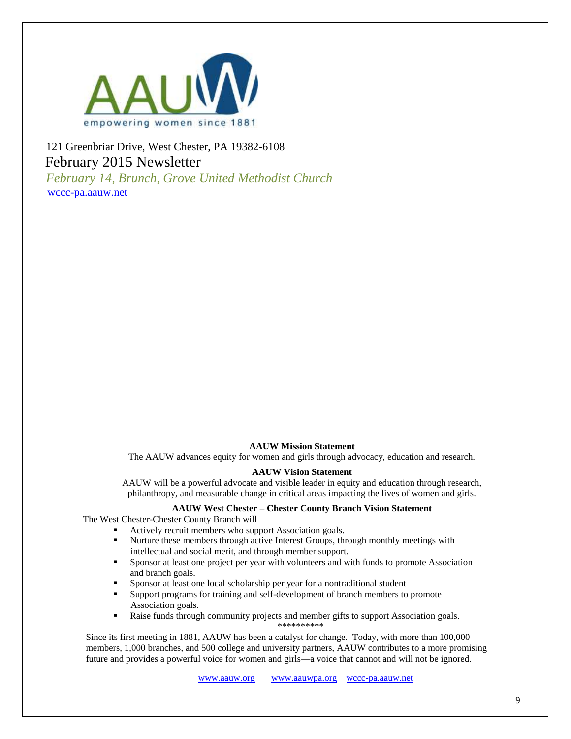AAUW

empowering women since 1881

121 Greenbriar Drive, West Chester, PA 19382-6108

# February 2015 Newsletter

*February 14, Brunch, Grove United Methodist Church*

wccc-pa.aauw.net

**AAUW Mission Statement**

The AAUW advances equity for women and girls through advocacy, education and research.

**AAUW Vision Statement**

AAUW will be a powerful advocate and visible leader in equity and education through research, philanthropy, and measurable change in critical areas impacting the lives of women and girls.

**AAUW West Chester – Chester County Branch Vision Statement**

The West Chester-Chester County Branch will

- Actively recruit members who support Association goals.
- Nurture these members through active Interest Groups, through monthly meetings with intellectual and social merit, and through member support.
- Sponsor at least one project per year with volunteers and with funds to promote Association and branch goals.
- Sponsor at least one local scholarship per year for a nontraditional student
- Support programs for training and self-development of branch members to promote Association goals.
- Raise funds through community projects and member gifts to support Association goals.

**********

Since its first meeting in 1881, AAUW has been a catalyst for change. Today, with more than 100,000 members, 1,000 branches, and 500 college and university partners, AAUW contributes to a more promising future and provides a powerful voice for women and girls—a voice that cannot and will not be ignored.

www.aauw.org www.aauwpa.org wccc-pa.aauw.net